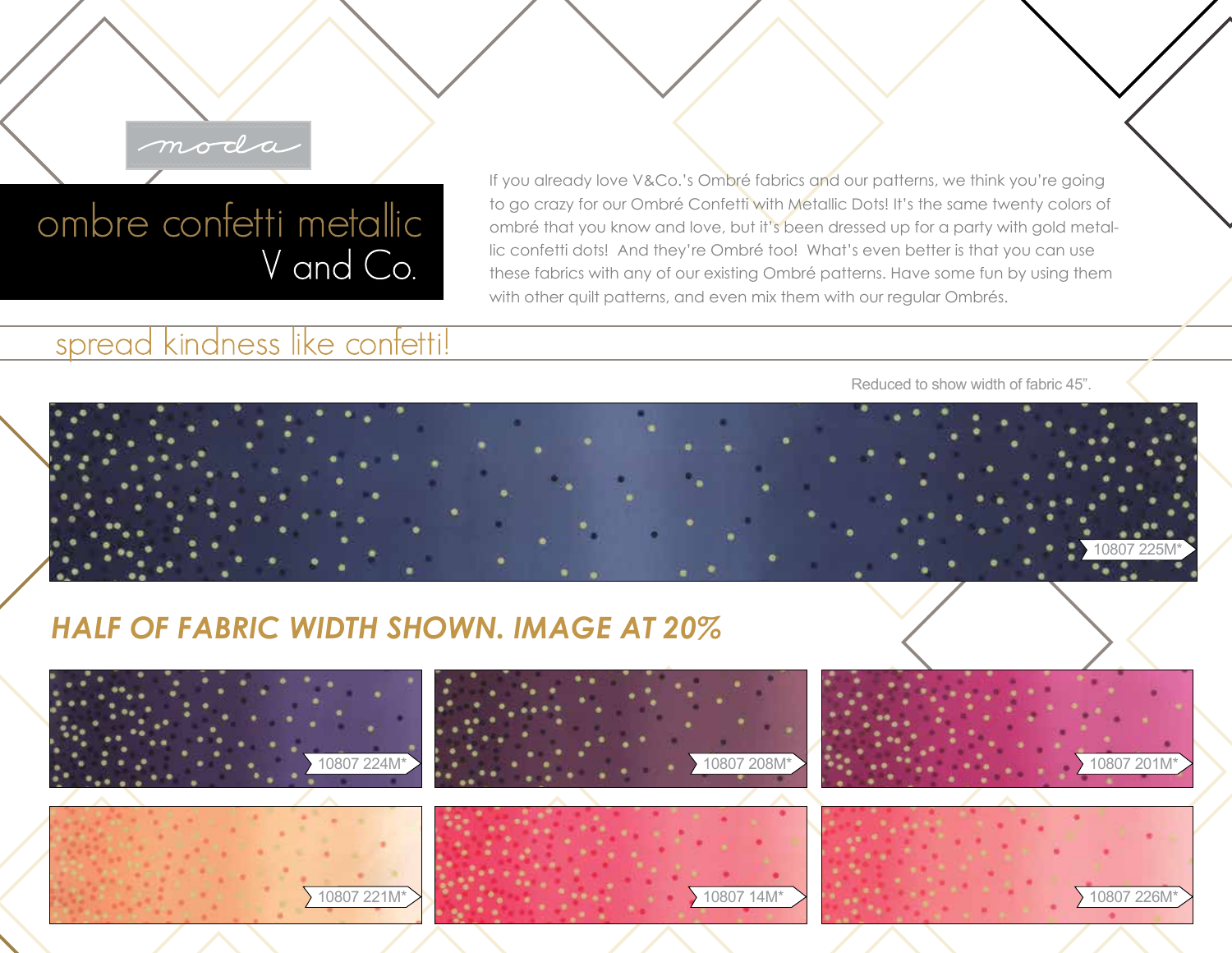moda

# ombre confetti metallic
## V and Co.

If you already love V&Co.'s Ombré fabrics and our patterns, we think you're going to go crazy for our Ombré Confetti with Metallic Dots! It's the same twenty colors of ombré that you know and love, but it's been dressed up for a party with gold metallic confetti dots! And they're Ombré too! What's even better is that you can use these fabrics with any of our existing Ombré patterns. Have some fun by using them with other quilt patterns, and even mix them with our regular Ombrés.

## spread kindness like confetti!

Reduced to show width of fabric 45".

10807 225M*

### *HALF OF FABRIC WIDTH SHOWN. IMAGE AT 20%*

10807 224M*

10807 208M*

10807 201M*

10807 221M*

10807 14M*

10807 226M*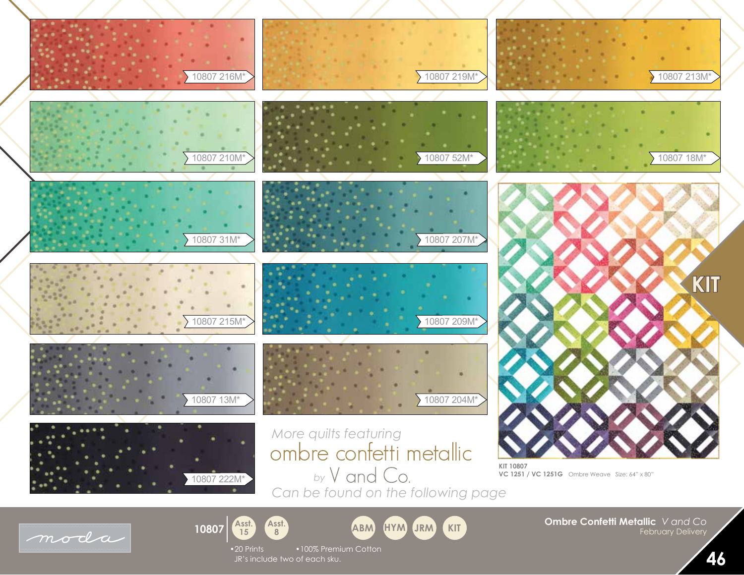10807 216M*

10807 219M*

10807 213M*

10807 210M*

10807 52M*

10807 18M*

10807 31M*

10807 207M*

10807 215M*

10807 209M*

10807 13M*

10807 204M*

10807 222M*

*More quilts featuring*

## ombre confetti metallic

*by* V and Co.

*Can be found on the following page*

KIT

**KIT 10807**
**VC 1251 / VC 1251G** Ombre Weave Size: 64" x 80"

moda

**10807** Asst. 15 Asst. 8 ABM HYM JRM KIT

- 20 Prints
- 100% Premium Cotton

JR's include two of each sku.

**Ombre Confetti Metallic** *V and Co*
February Delivery